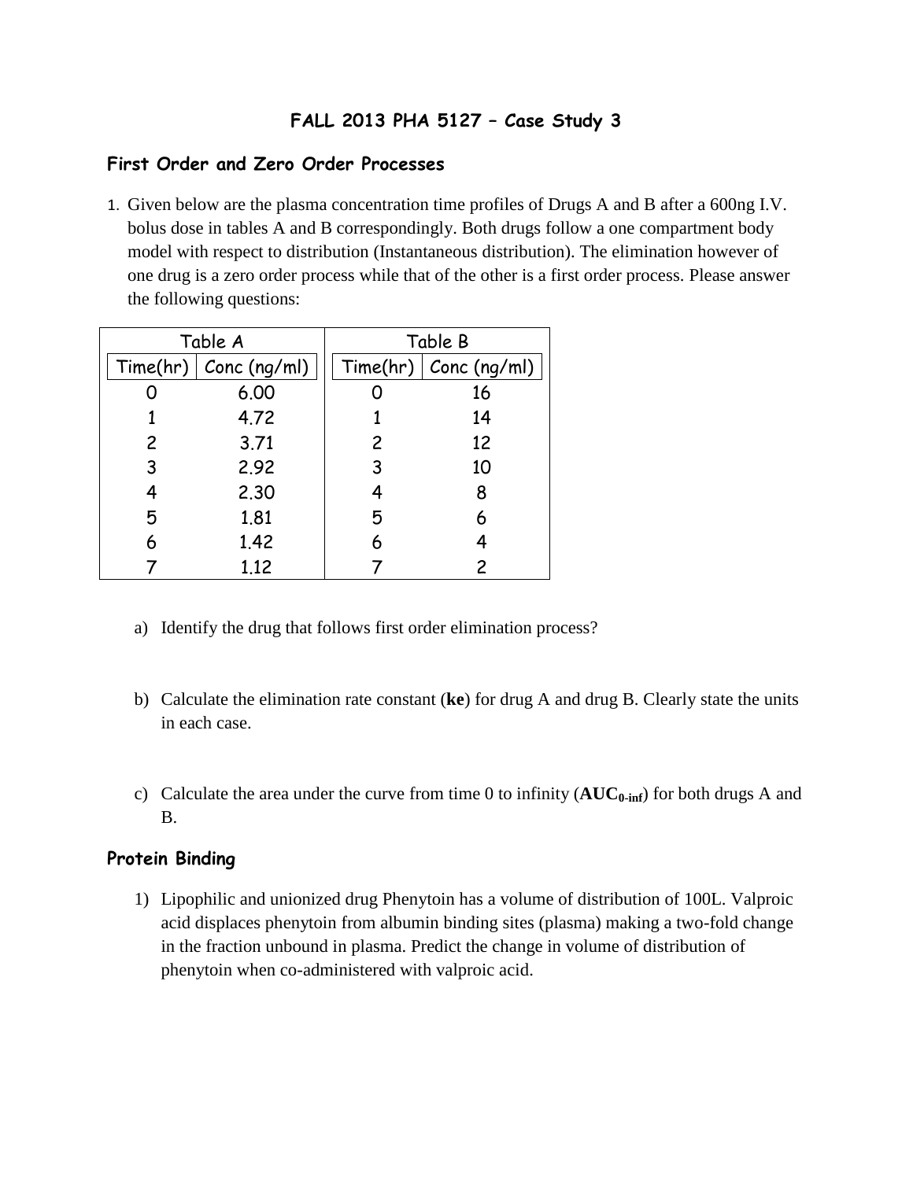# FALL 2013 PHA 5127 – Case Study 3

## First Order and Zero Order Processes

1. Given below are the plasma concentration time profiles of Drugs A and B after a 600ng I.V. bolus dose in tables A and B correspondingly. Both drugs follow a one compartment body model with respect to distribution (Instantaneous distribution). The elimination however of one drug is a zero order process while that of the other is a first order process. Please answer the following questions:

| Table A | | Table B | |
|---|---|---|---|
| Time(hr) | Conc (ng/ml) | Time(hr) | Conc (ng/ml) |
| 0 | 6.00 | 0 | 16 |
| 1 | 4.72 | 1 | 14 |
| 2 | 3.71 | 2 | 12 |
| 3 | 2.92 | 3 | 10 |
| 4 | 2.30 | 4 | 8 |
| 5 | 1.81 | 5 | 6 |
| 6 | 1.42 | 6 | 4 |
| 7 | 1.12 | 7 | 2 |

a) Identify the drug that follows first order elimination process?

b) Calculate the elimination rate constant (**ke**) for drug A and drug B. Clearly state the units in each case.

c) Calculate the area under the curve from time 0 to infinity (**$AUC_{0\text{-}inf}$**) for both drugs A and B.

## Protein Binding

1) Lipophilic and unionized drug Phenytoin has a volume of distribution of 100L. Valproic acid displaces phenytoin from albumin binding sites (plasma) making a two-fold change in the fraction unbound in plasma. Predict the change in volume of distribution of phenytoin when co-administered with valproic acid.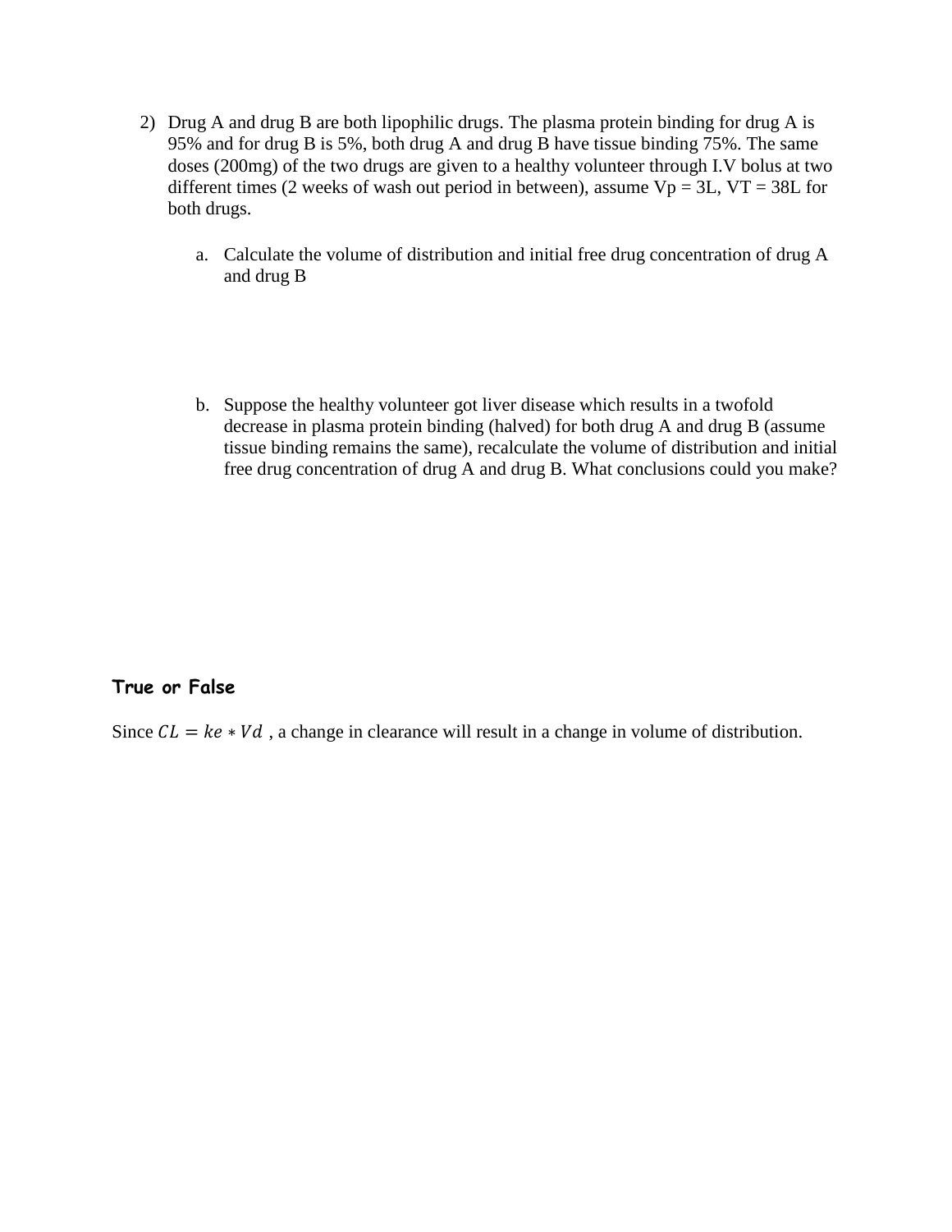2) Drug A and drug B are both lipophilic drugs. The plasma protein binding for drug A is 95% and for drug B is 5%, both drug A and drug B have tissue binding 75%. The same doses (200mg) of the two drugs are given to a healthy volunteer through I.V bolus at two different times (2 weeks of wash out period in between), assume Vp = 3L, VT = 38L for both drugs.

   a. Calculate the volume of distribution and initial free drug concentration of drug A and drug B

   b. Suppose the healthy volunteer got liver disease which results in a twofold decrease in plasma protein binding (halved) for both drug A and drug B (assume tissue binding remains the same), recalculate the volume of distribution and initial free drug concentration of drug A and drug B. What conclusions could you make?

**True or False**

Since $CL = ke * Vd$ , a change in clearance will result in a change in volume of distribution.